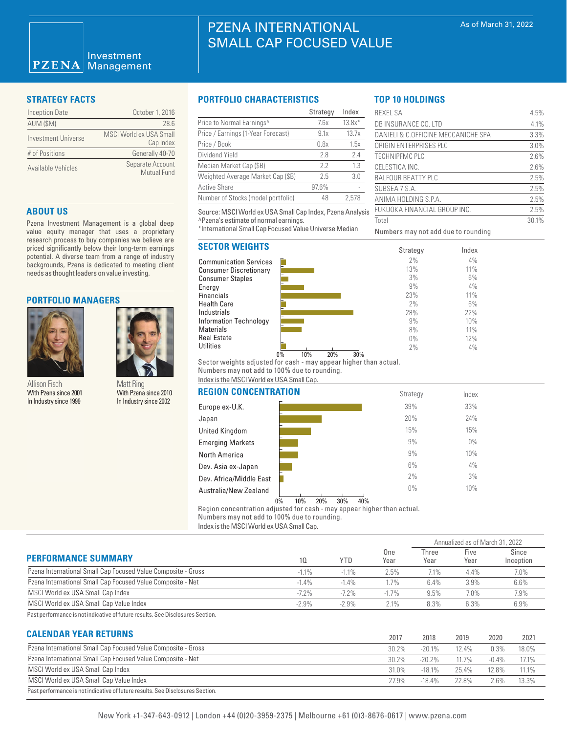# PZENA INTERNATIONAL SMALL CAP FOCUSED VALUE

As of March 31, 2022

PZENA Investment Management

## STRATEGY FACTS

| | |
|---|---|
| Inception Date | October 1, 2016 |
| AUM ($M) | 28.6 |
| Investment Universe | MSCI World ex USA Small Cap Index |
| # of Positions | Generally 40-70 |
| Available Vehicles | Separate Account Mutual Fund |

## ABOUT US

Pzena Investment Management is a global deep value equity manager that uses a proprietary research process to buy companies we believe are priced significantly below their long-term earnings potential. A diverse team from a range of industry backgrounds, Pzena is dedicated to meeting client needs as thought leaders on value investing.

## PORTFOLIO MANAGERS

Allison Fisch
With Pzena since 2001
In Industry since 1999

Matt Ring
With Pzena since 2010
In Industry since 2002

## PORTFOLIO CHARACTERISTICS

| | Strategy | Index |
|---|---|---|
| Price to Normal Earnings^ | 7.6x | 13.8x* |
| Price / Earnings (1-Year Forecast) | 9.1x | 13.7x |
| Price / Book | 0.8x | 1.5x |
| Dividend Yield | 2.8 | 2.4 |
| Median Market Cap ($B) | 2.2 | 1.3 |
| Weighted Average Market Cap ($B) | 2.5 | 3.0 |
| Active Share | 97.6% | - |
| Number of Stocks (model portfolio) | 48 | 2,578 |

Source: MSCI World ex USA Small Cap Index, Pzena Analysis
^Pzena's estimate of normal earnings.
*International Small Cap Focused Value Universe Median

## TOP 10 HOLDINGS

| | |
|---|---|
| REXEL SA | 4.5% |
| DB INSURANCE CO. LTD | 4.1% |
| DANIELI & C.OFFICINE MECCANICHE SPA | 3.3% |
| ORIGIN ENTERPRISES PLC | 3.0% |
| TECHNIPFMC PLC | 2.6% |
| CELESTICA INC. | 2.6% |
| BALFOUR BEATTY PLC | 2.5% |
| SUBSEA 7 S.A. | 2.5% |
| ANIMA HOLDING S.P.A. | 2.5% |
| FUKUOKA FINANCIAL GROUP INC. | 2.5% |
| Total | 30.1% |

Numbers may not add due to rounding

## SECTOR WEIGHTS

| | Strategy | Index |
|---|---|---|
| Communication Services | 2% | 4% |
| Consumer Discretionary | 13% | 11% |
| Consumer Staples | 3% | 6% |
| Energy | 9% | 4% |
| Financials | 23% | 11% |
| Health Care | 2% | 6% |
| Industrials | 28% | 22% |
| Information Technology | 9% | 10% |
| Materials | 8% | 11% |
| Real Estate | 0% | 12% |
| Utilities | 2% | 4% |

0% 10% 20% 30%

Sector weights adjusted for cash - may appear higher than actual.
Numbers may not add to 100% due to rounding.
Index is the MSCI World ex USA Small Cap.

## REGION CONCENTRATION

| | Strategy | Index |
|---|---|---|
| Europe ex-U.K. | 39% | 33% |
| Japan | 20% | 24% |
| United Kingdom | 15% | 15% |
| Emerging Markets | 9% | 0% |
| North America | 9% | 10% |
| Dev. Asia ex-Japan | 6% | 4% |
| Dev. Africa/Middle East | 2% | 3% |
| Australia/New Zealand | 0% | 10% |

0% 10% 20% 30% 40%

Region concentration adjusted for cash - may appear higher than actual.
Numbers may not add to 100% due to rounding.
Index is the MSCI World ex USA Small Cap.

## PERFORMANCE SUMMARY

| | | | | Annualized as of March 31, 2022 | | |
|---|---|---|---|---|---|---|
| | 1Q | YTD | One Year | Three Year | Five Year | Since Inception |
| Pzena International Small Cap Focused Value Composite - Gross | -1.1% | -1.1% | 2.5% | 7.1% | 4.4% | 7.0% |
| Pzena International Small Cap Focused Value Composite - Net | -1.4% | -1.4% | 1.7% | 6.4% | 3.9% | 6.6% |
| MSCI World ex USA Small Cap Index | -7.2% | -7.2% | -1.7% | 9.5% | 7.8% | 7.9% |
| MSCI World ex USA Small Cap Value Index | -2.9% | -2.9% | 2.1% | 8.3% | 6.3% | 6.9% |

Past performance is not indicative of future results. See Disclosures Section.

## CALENDAR YEAR RETURNS

| | 2017 | 2018 | 2019 | 2020 | 2021 |
|---|---|---|---|---|---|
| Pzena International Small Cap Focused Value Composite - Gross | 30.2% | -20.1% | 12.4% | 0.3% | 18.0% |
| Pzena International Small Cap Focused Value Composite - Net | 30.2% | -20.2% | 11.7% | -0.4% | 17.1% |
| MSCI World ex USA Small Cap Index | 31.0% | -18.1% | 25.4% | 12.8% | 11.1% |
| MSCI World ex USA Small Cap Value Index | 27.9% | -18.4% | 22.8% | 2.6% | 13.3% |

Past performance is not indicative of future results. See Disclosures Section.

New York +1-347-643-0912 | London +44 (0)20-3959-2375 | Melbourne +61 (0)3-8676-0617 | www.pzena.com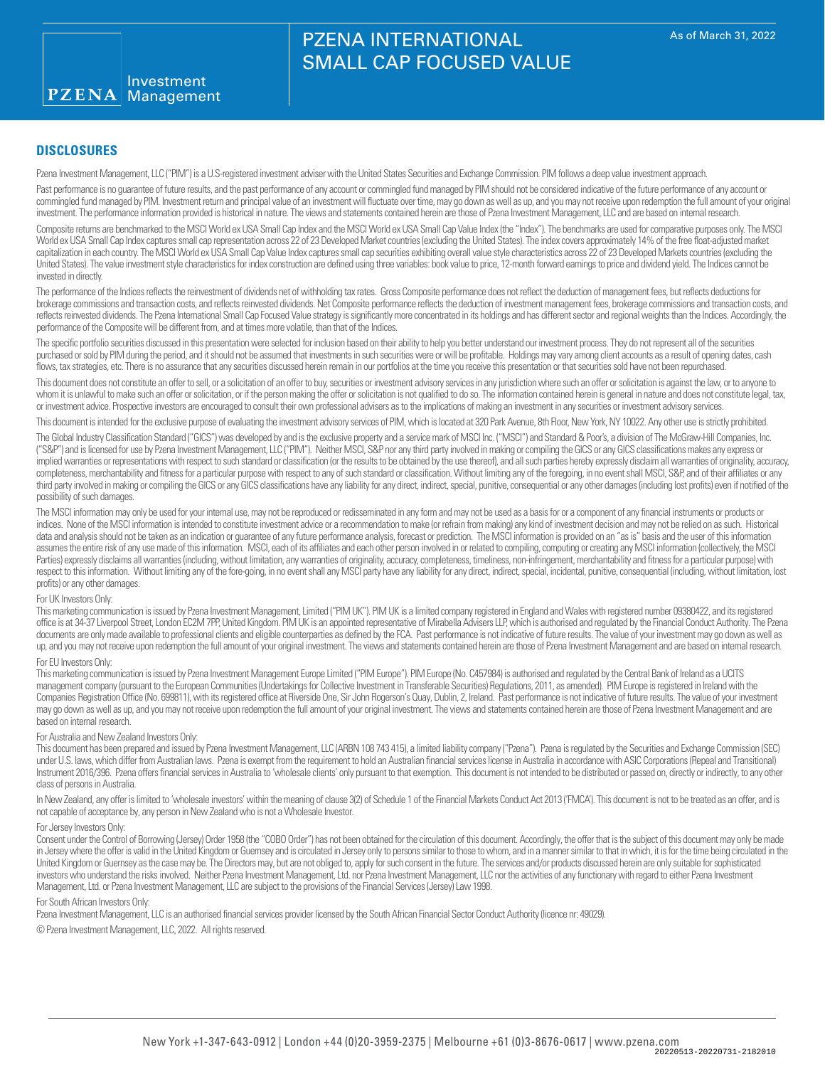## DISCLOSURES

Pzena Investment Management, LLC ("PIM") is a U.S-registered investment adviser with the United States Securities and Exchange Commission. PIM follows a deep value investment approach.

Past performance is no guarantee of future results, and the past performance of any account or commingled fund managed by PIM should not be considered indicative of the future performance of any account or commingled fund managed by PIM. Investment return and principal value of an investment will fluctuate over time, may go down as well as up, and you may not receive upon redemption the full amount of your original investment. The performance information provided is historical in nature. The views and statements contained herein are those of Pzena Investment Management, LLC and are based on internal research.

Composite returns are benchmarked to the MSCI World ex USA Small Cap Index and the MSCI World ex USA Small Cap Value Index (the "Index"). The benchmarks are used for comparative purposes only. The MSCI World ex USA Small Cap Index captures small cap representation across 22 of 23 Developed Market countries (excluding the United States). The index covers approximately 14% of the free float-adjusted market capitalization in each country. The MSCI World ex USA Small Cap Value Index captures small cap securities exhibiting overall value style characteristics across 22 of 23 Developed Markets countries (excluding the United States). The value investment style characteristics for index construction are defined using three variables: book value to price, 12-month forward earnings to price and dividend yield. The Indices cannot be invested in directly.

The performance of the Indices reflects the reinvestment of dividends net of withholding tax rates. Gross Composite performance does not reflect the deduction of management fees, but reflects deductions for brokerage commissions and transaction costs, and reflects reinvested dividends. Net Composite performance reflects the deduction of investment management fees, brokerage commissions and transaction costs, and reflects reinvested dividends. The Pzena International Small Cap Focused Value strategy is significantly more concentrated in its holdings and has different sector and regional weights than the Indices. Accordingly, the performance of the Composite will be different from, and at times more volatile, than that of the Indices.

The specific portfolio securities discussed in this presentation were selected for inclusion based on their ability to help you better understand our investment process. They do not represent all of the securities purchased or sold by PIM during the period, and it should not be assumed that investments in such securities were or will be profitable. Holdings may vary among client accounts as a result of opening dates, cash flows, tax strategies, etc. There is no assurance that any securities discussed herein remain in our portfolios at the time you receive this presentation or that securities sold have not been repurchased.

This document does not constitute an offer to sell, or a solicitation of an offer to buy, securities or investment advisory services in any jurisdiction where such an offer or solicitation is against the law, or to anyone to whom it is unlawful to make such an offer or solicitation, or if the person making the offer or solicitation is not qualified to do so. The information contained herein is general in nature and does not constitute legal, tax, or investment advice. Prospective investors are encouraged to consult their own professional advisers as to the implications of making an investment in any securities or investment advisory services.

This document is intended for the exclusive purpose of evaluating the investment advisory services of PIM, which is located at 320 Park Avenue, 8th Floor, New York, NY 10022. Any other use is strictly prohibited.

The Global Industry Classification Standard ("GICS") was developed by and is the exclusive property and a service mark of MSCI Inc. ("MSCI") and Standard & Poor's, a division of The McGraw-Hill Companies, Inc. ("S&P") and is licensed for use by Pzena Investment Management, LLC ("PIM"). Neither MSCI, S&P nor any third party involved in making or compiling the GICS or any GICS classifications makes any express or implied warranties or representations with respect to such standard or classification (or the results to be obtained by the use thereof), and all such parties hereby expressly disclaim all warranties of originality, accuracy, completeness, merchantability and fitness for a particular purpose with respect to any of such standard or classification. Without limiting any of the foregoing, in no event shall MSCI, S&P, and of their affiliates or any third party involved in making or compiling the GICS or any GICS classifications have any liability for any direct, indirect, special, punitive, consequential or any other damages (including lost profits) even if notified of the possibility of such damages.

The MSCI information may only be used for your internal use, may not be reproduced or redisseminated in any form and may not be used as a basis for or a component of any financial instruments or products or indices. None of the MSCI information is intended to constitute investment advice or a recommendation to make (or refrain from making) any kind of investment decision and may not be relied on as such. Historical data and analysis should not be taken as an indication or guarantee of any future performance analysis, forecast or prediction. The MSCI information is provided on an "as is" basis and the user of this information assumes the entire risk of any use made of this information. MSCI, each of its affiliates and each other person involved in or related to compiling, computing or creating any MSCI information (collectively, the MSCI Parties) expressly disclaims all warranties (including, without limitation, any warranties of originality, accuracy, completeness, timeliness, non-infringement, merchantability and fitness for a particular purpose) with respect to this information. Without limiting any of the fore-going, in no event shall any MSCI party have any liability for any direct, indirect, special, incidental, punitive, consequential (including, without limitation, lost profits) or any other damages.

For UK Investors Only:
This marketing communication is issued by Pzena Investment Management, Limited ("PIM UK"). PIM UK is a limited company registered in England and Wales with registered number 09380422, and its registered office is at 34-37 Liverpool Street, London EC2M 7PP, United Kingdom. PIM UK is an appointed representative of Mirabella Advisers LLP, which is authorised and regulated by the Financial Conduct Authority. The Pzena documents are only made available to professional clients and eligible counterparties as defined by the FCA. Past performance is not indicative of future results. The value of your investment may go down as well as up, and you may not receive upon redemption the full amount of your original investment. The views and statements contained herein are those of Pzena Investment Management and are based on internal research.

For EU Investors Only:
This marketing communication is issued by Pzena Investment Management Europe Limited ("PIM Europe"). PIM Europe (No. C457984) is authorised and regulated by the Central Bank of Ireland as a UCITS management company (pursuant to the European Communities (Undertakings for Collective Investment in Transferable Securities) Regulations, 2011, as amended). PIM Europe is registered in Ireland with the Companies Registration Office (No. 699811), with its registered office at Riverside One, Sir John Rogerson's Quay, Dublin, 2, Ireland. Past performance is not indicative of future results. The value of your investment may go down as well as up, and you may not receive upon redemption the full amount of your original investment. The views and statements contained herein are those of Pzena Investment Management and are based on internal research.

For Australia and New Zealand Investors Only:
This document has been prepared and issued by Pzena Investment Management, LLC (ARBN 108 743 415), a limited liability company ("Pzena"). Pzena is regulated by the Securities and Exchange Commission (SEC) under U.S. laws, which differ from Australian laws. Pzena is exempt from the requirement to hold an Australian financial services license in Australia in accordance with ASIC Corporations (Repeal and Transitional) Instrument 2016/396. Pzena offers financial services in Australia to 'wholesale clients' only pursuant to that exemption. This document is not intended to be distributed or passed on, directly or indirectly, to any other class of persons in Australia.

In New Zealand, any offer is limited to 'wholesale investors' within the meaning of clause 3(2) of Schedule 1 of the Financial Markets Conduct Act 2013 ('FMCA'). This document is not to be treated as an offer, and is not capable of acceptance by, any person in New Zealand who is not a Wholesale Investor.

For Jersey Investors Only:
Consent under the Control of Borrowing (Jersey) Order 1958 (the "COBO Order") has not been obtained for the circulation of this document. Accordingly, the offer that is the subject of this document may only be made in Jersey where the offer is valid in the United Kingdom or Guernsey and is circulated in Jersey only to persons similar to those to whom, and in a manner similar to that in which, it is for the time being circulated in the United Kingdom or Guernsey as the case may be. The Directors may, but are not obliged to, apply for such consent in the future. The services and/or products discussed herein are only suitable for sophisticated investors who understand the risks involved. Neither Pzena Investment Management, Ltd. nor Pzena Investment Management, LLC nor the activities of any functionary with regard to either Pzena Investment Management, Ltd. or Pzena Investment Management, LLC are subject to the provisions of the Financial Services (Jersey) Law 1998.

For South African Investors Only:
Pzena Investment Management, LLC is an authorised financial services provider licensed by the South African Financial Sector Conduct Authority (licence nr: 49029).

© Pzena Investment Management, LLC, 2022. All rights reserved.

New York +1-347-643-0912 | London +44 (0)20-3959-2375 | Melbourne +61 (0)3-8676-0617 | www.pzena.com

20220513-20220731-2182010